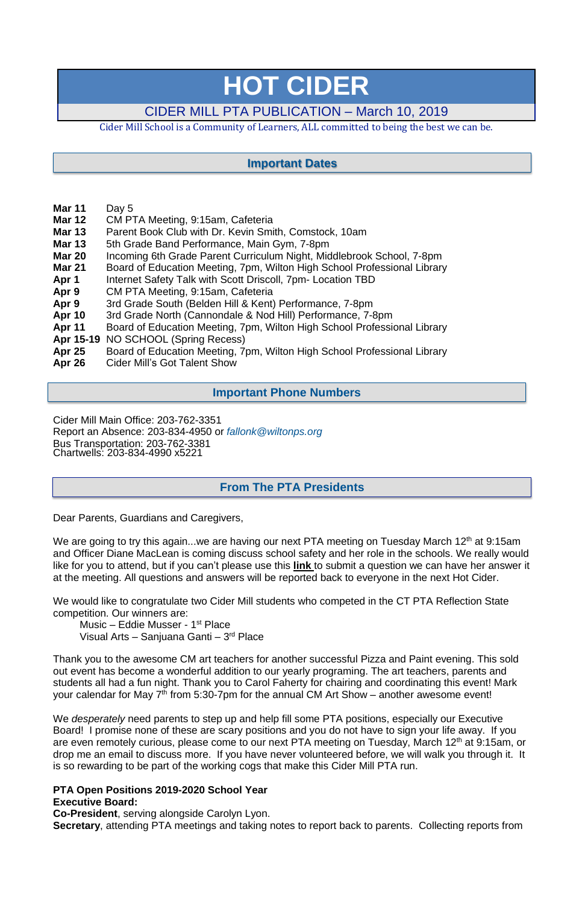# HOT CIDER

CIDER MILL PTA PUBLICATION – March 10, 2019

Cider Mill School is a Community of Learners, ALL committed to being the best we can be.

## Important Dates

**Mar 11** Day 5
**Mar 12** CM PTA Meeting, 9:15am, Cafeteria
**Mar 13** Parent Book Club with Dr. Kevin Smith, Comstock, 10am
**Mar 13** 5th Grade Band Performance, Main Gym, 7-8pm
**Mar 20** Incoming 6th Grade Parent Curriculum Night, Middlebrook School, 7-8pm
**Mar 21** Board of Education Meeting, 7pm, Wilton High School Professional Library
**Apr 1** Internet Safety Talk with Scott Driscoll, 7pm- Location TBD
**Apr 9** CM PTA Meeting, 9:15am, Cafeteria
**Apr 9** 3rd Grade South (Belden Hill & Kent) Performance, 7-8pm
**Apr 10** 3rd Grade North (Cannondale & Nod Hill) Performance, 7-8pm
**Apr 11** Board of Education Meeting, 7pm, Wilton High School Professional Library
**Apr 15-19** NO SCHOOL (Spring Recess)
**Apr 25** Board of Education Meeting, 7pm, Wilton High School Professional Library
**Apr 26** Cider Mill's Got Talent Show

## Important Phone Numbers

Cider Mill Main Office: 203-762-3351
Report an Absence: 203-834-4950 or *fallonk@wiltonps.org*
Bus Transportation: 203-762-3381
Chartwells: 203-834-4990 x5221

## From The PTA Presidents

Dear Parents, Guardians and Caregivers,

We are going to try this again...we are having our next PTA meeting on Tuesday March 12th at 9:15am and Officer Diane MacLean is coming discuss school safety and her role in the schools. We really would like for you to attend, but if you can't please use this **link** to submit a question we can have her answer it at the meeting. All questions and answers will be reported back to everyone in the next Hot Cider.

We would like to congratulate two Cider Mill students who competed in the CT PTA Reflection State competition. Our winners are:

Music – Eddie Musser - 1st Place
Visual Arts – Sanjuana Ganti – 3rd Place

Thank you to the awesome CM art teachers for another successful Pizza and Paint evening. This sold out event has become a wonderful addition to our yearly programing. The art teachers, parents and students all had a fun night. Thank you to Carol Faherty for chairing and coordinating this event! Mark your calendar for May 7th from 5:30-7pm for the annual CM Art Show – another awesome event!

We *desperately* need parents to step up and help fill some PTA positions, especially our Executive Board! I promise none of these are scary positions and you do not have to sign your life away. If you are even remotely curious, please come to our next PTA meeting on Tuesday, March 12th at 9:15am, or drop me an email to discuss more. If you have never volunteered before, we will walk you through it. It is so rewarding to be part of the working cogs that make this Cider Mill PTA run.

**PTA Open Positions 2019-2020 School Year**
**Executive Board:**
**Co-President**, serving alongside Carolyn Lyon.
**Secretary**, attending PTA meetings and taking notes to report back to parents. Collecting reports from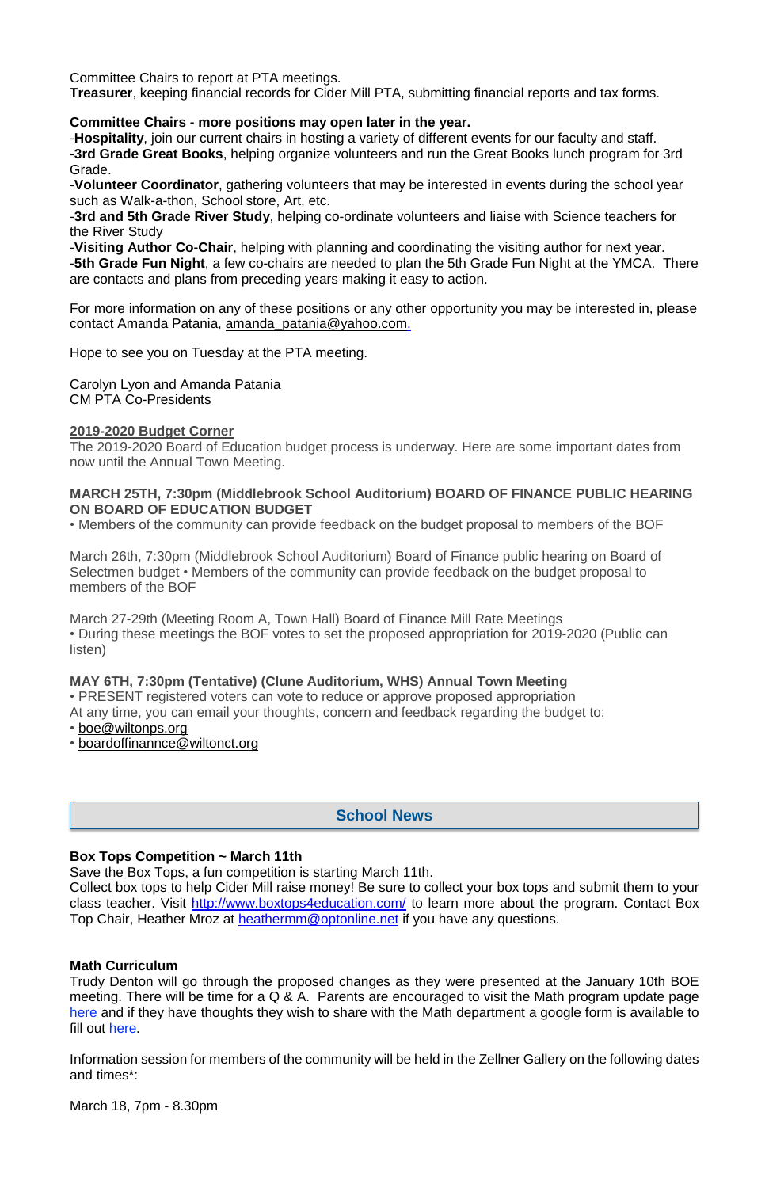Committee Chairs to report at PTA meetings.
**Treasurer**, keeping financial records for Cider Mill PTA, submitting financial reports and tax forms.

**Committee Chairs - more positions may open later in the year.**
-**Hospitality**, join our current chairs in hosting a variety of different events for our faculty and staff.
-**3rd Grade Great Books**, helping organize volunteers and run the Great Books lunch program for 3rd Grade.
-**Volunteer Coordinator**, gathering volunteers that may be interested in events during the school year such as Walk-a-thon, School store, Art, etc.
-**3rd and 5th Grade River Study**, helping co-ordinate volunteers and liaise with Science teachers for the River Study
-**Visiting Author Co-Chair**, helping with planning and coordinating the visiting author for next year.
-**5th Grade Fun Night**, a few co-chairs are needed to plan the 5th Grade Fun Night at the YMCA. There are contacts and plans from preceding years making it easy to action.

For more information on any of these positions or any other opportunity you may be interested in, please contact Amanda Patania, amanda_patania@yahoo.com.

Hope to see you on Tuesday at the PTA meeting.

Carolyn Lyon and Amanda Patania
CM PTA Co-Presidents

**2019-2020 Budget Corner**
The 2019-2020 Board of Education budget process is underway. Here are some important dates from now until the Annual Town Meeting.

**MARCH 25TH, 7:30pm (Middlebrook School Auditorium) BOARD OF FINANCE PUBLIC HEARING ON BOARD OF EDUCATION BUDGET**
• Members of the community can provide feedback on the budget proposal to members of the BOF

March 26th, 7:30pm (Middlebrook School Auditorium) Board of Finance public hearing on Board of Selectmen budget • Members of the community can provide feedback on the budget proposal to members of the BOF

March 27-29th (Meeting Room A, Town Hall) Board of Finance Mill Rate Meetings
• During these meetings the BOF votes to set the proposed appropriation for 2019-2020 (Public can listen)

**MAY 6TH, 7:30pm (Tentative) (Clune Auditorium, WHS) Annual Town Meeting**
• PRESENT registered voters can vote to reduce or approve proposed appropriation
At any time, you can email your thoughts, concern and feedback regarding the budget to:
• boe@wiltonps.org
• boardoffinannce@wiltonct.org

## School News

**Box Tops Competition ~ March 11th**
Save the Box Tops, a fun competition is starting March 11th.
Collect box tops to help Cider Mill raise money! Be sure to collect your box tops and submit them to your class teacher. Visit http://www.boxtops4education.com/ to learn more about the program. Contact Box Top Chair, Heather Mroz at heathermm@optonline.net if you have any questions.

**Math Curriculum**
Trudy Denton will go through the proposed changes as they were presented at the January 10th BOE meeting. There will be time for a Q & A. Parents are encouraged to visit the Math program update page here and if they have thoughts they wish to share with the Math department a google form is available to fill out here.

Information session for members of the community will be held in the Zellner Gallery on the following dates and times*:

March 18, 7pm - 8.30pm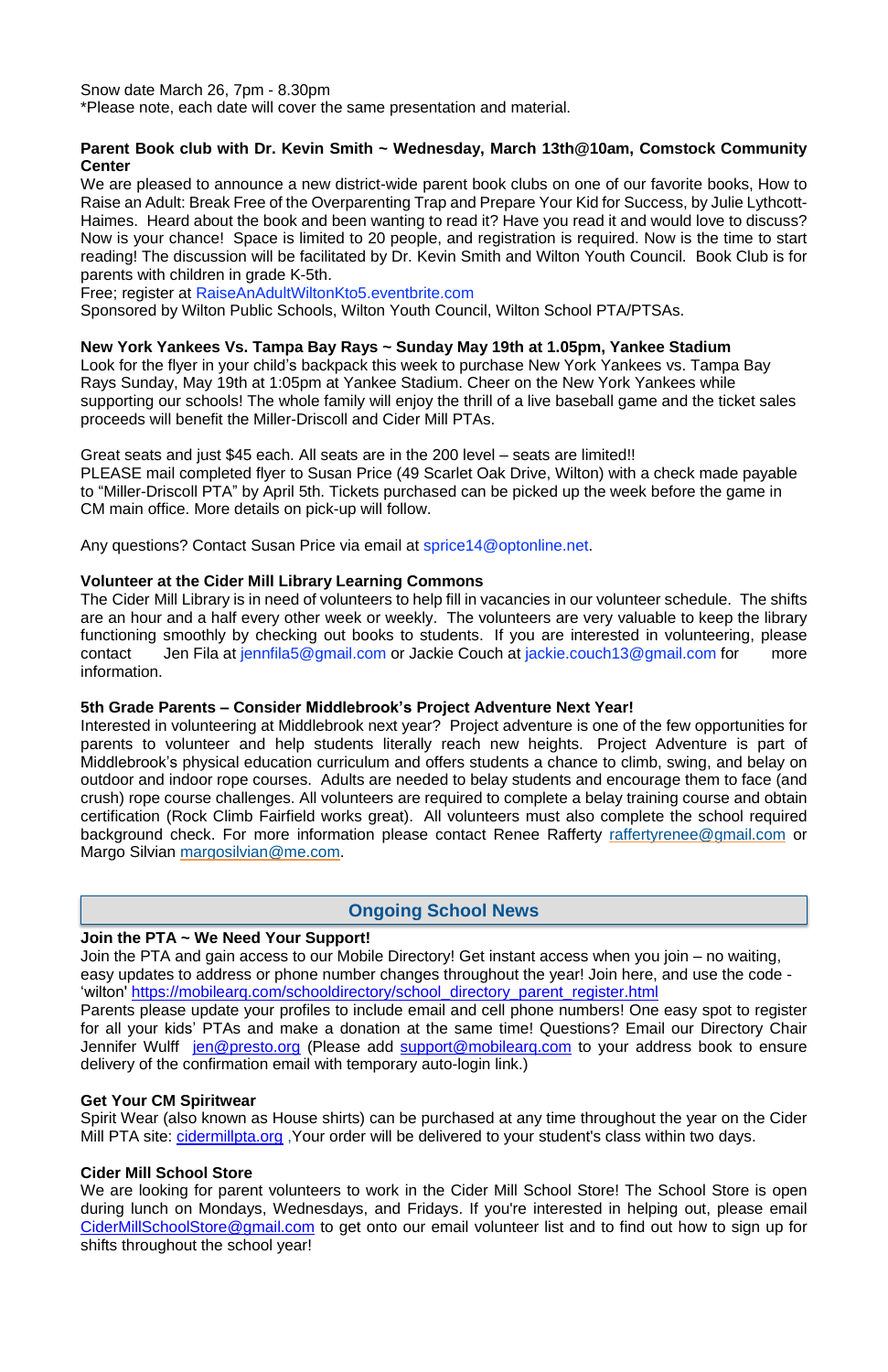Snow date March 26, 7pm - 8.30pm
*Please note, each date will cover the same presentation and material.

**Parent Book club with Dr. Kevin Smith ~ Wednesday, March 13th@10am, Comstock Community Center**

We are pleased to announce a new district-wide parent book clubs on one of our favorite books, How to Raise an Adult: Break Free of the Overparenting Trap and Prepare Your Kid for Success, by Julie Lythcott-Haimes. Heard about the book and been wanting to read it? Have you read it and would love to discuss? Now is your chance! Space is limited to 20 people, and registration is required. Now is the time to start reading! The discussion will be facilitated by Dr. Kevin Smith and Wilton Youth Council. Book Club is for parents with children in grade K-5th.
Free; register at RaiseAnAdultWiltonKto5.eventbrite.com
Sponsored by Wilton Public Schools, Wilton Youth Council, Wilton School PTA/PTSAs.

**New York Yankees Vs. Tampa Bay Rays ~ Sunday May 19th at 1.05pm, Yankee Stadium**

Look for the flyer in your child's backpack this week to purchase New York Yankees vs. Tampa Bay Rays Sunday, May 19th at 1:05pm at Yankee Stadium. Cheer on the New York Yankees while supporting our schools! The whole family will enjoy the thrill of a live baseball game and the ticket sales proceeds will benefit the Miller-Driscoll and Cider Mill PTAs.

Great seats and just $45 each. All seats are in the 200 level – seats are limited!!
PLEASE mail completed flyer to Susan Price (49 Scarlet Oak Drive, Wilton) with a check made payable to "Miller-Driscoll PTA" by April 5th. Tickets purchased can be picked up the week before the game in CM main office. More details on pick-up will follow.

Any questions? Contact Susan Price via email at sprice14@optonline.net.

**Volunteer at the Cider Mill Library Learning Commons**

The Cider Mill Library is in need of volunteers to help fill in vacancies in our volunteer schedule. The shifts are an hour and a half every other week or weekly. The volunteers are very valuable to keep the library functioning smoothly by checking out books to students. If you are interested in volunteering, please contact Jen Fila at jennfila5@gmail.com or Jackie Couch at jackie.couch13@gmail.com for more information.

**5th Grade Parents – Consider Middlebrook's Project Adventure Next Year!**

Interested in volunteering at Middlebrook next year? Project adventure is one of the few opportunities for parents to volunteer and help students literally reach new heights. Project Adventure is part of Middlebrook's physical education curriculum and offers students a chance to climb, swing, and belay on outdoor and indoor rope courses. Adults are needed to belay students and encourage them to face (and crush) rope course challenges. All volunteers are required to complete a belay training course and obtain certification (Rock Climb Fairfield works great). All volunteers must also complete the school required background check. For more information please contact Renee Rafferty raffertyrenee@gmail.com or Margo Silvian margosilvian@me.com.

## Ongoing School News

**Join the PTA ~ We Need Your Support!**

Join the PTA and gain access to our Mobile Directory! Get instant access when you join – no waiting, easy updates to address or phone number changes throughout the year! Join here, and use the code - 'wilton' https://mobilearq.com/schooldirectory/school_directory_parent_register.html
Parents please update your profiles to include email and cell phone numbers! One easy spot to register for all your kids' PTAs and make a donation at the same time! Questions? Email our Directory Chair Jennifer Wulff jen@presto.org (Please add support@mobilearq.com to your address book to ensure delivery of the confirmation email with temporary auto-login link.)

**Get Your CM Spiritwear**

Spirit Wear (also known as House shirts) can be purchased at any time throughout the year on the Cider Mill PTA site: cidermillpta.org ,Your order will be delivered to your student's class within two days.

**Cider Mill School Store**

We are looking for parent volunteers to work in the Cider Mill School Store! The School Store is open during lunch on Mondays, Wednesdays, and Fridays. If you're interested in helping out, please email CiderMillSchoolStore@gmail.com to get onto our email volunteer list and to find out how to sign up for shifts throughout the school year!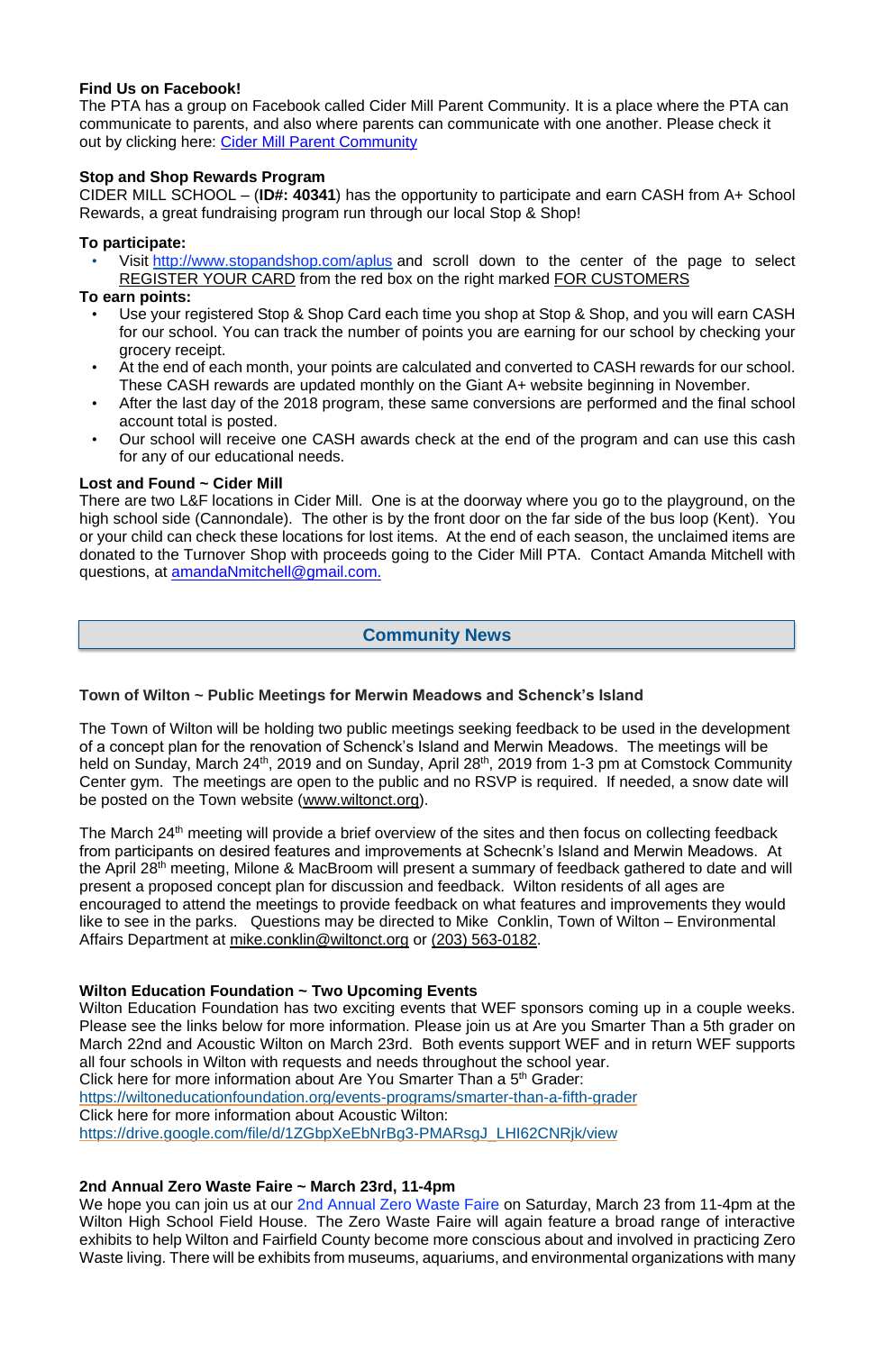**Find Us on Facebook!**
The PTA has a group on Facebook called Cider Mill Parent Community. It is a place where the PTA can communicate to parents, and also where parents can communicate with one another. Please check it out by clicking here: Cider Mill Parent Community

**Stop and Shop Rewards Program**
CIDER MILL SCHOOL – (**ID#: 40341**) has the opportunity to participate and earn CASH from A+ School Rewards, a great fundraising program run through our local Stop & Shop!

**To participate:**

- Visit http://www.stopandshop.com/aplus and scroll down to the center of the page to select REGISTER YOUR CARD from the red box on the right marked FOR CUSTOMERS

**To earn points:**

- Use your registered Stop & Shop Card each time you shop at Stop & Shop, and you will earn CASH for our school. You can track the number of points you are earning for our school by checking your grocery receipt.
- At the end of each month, your points are calculated and converted to CASH rewards for our school. These CASH rewards are updated monthly on the Giant A+ website beginning in November.
- After the last day of the 2018 program, these same conversions are performed and the final school account total is posted.
- Our school will receive one CASH awards check at the end of the program and can use this cash for any of our educational needs.

**Lost and Found ~ Cider Mill**
There are two L&F locations in Cider Mill. One is at the doorway where you go to the playground, on the high school side (Cannondale). The other is by the front door on the far side of the bus loop (Kent). You or your child can check these locations for lost items. At the end of each season, the unclaimed items are donated to the Turnover Shop with proceeds going to the Cider Mill PTA. Contact Amanda Mitchell with questions, at amandaNmitchell@gmail.com.

## Community News

**Town of Wilton ~ Public Meetings for Merwin Meadows and Schenck's Island**

The Town of Wilton will be holding two public meetings seeking feedback to be used in the development of a concept plan for the renovation of Schenck's Island and Merwin Meadows. The meetings will be held on Sunday, March 24th, 2019 and on Sunday, April 28th, 2019 from 1-3 pm at Comstock Community Center gym. The meetings are open to the public and no RSVP is required. If needed, a snow date will be posted on the Town website (www.wiltonct.org).

The March 24th meeting will provide a brief overview of the sites and then focus on collecting feedback from participants on desired features and improvements at Schecnk's Island and Merwin Meadows. At the April 28th meeting, Milone & MacBroom will present a summary of feedback gathered to date and will present a proposed concept plan for discussion and feedback. Wilton residents of all ages are encouraged to attend the meetings to provide feedback on what features and improvements they would like to see in the parks. Questions may be directed to Mike Conklin, Town of Wilton – Environmental Affairs Department at mike.conklin@wiltonct.org or (203) 563-0182.

**Wilton Education Foundation ~ Two Upcoming Events**
Wilton Education Foundation has two exciting events that WEF sponsors coming up in a couple weeks. Please see the links below for more information. Please join us at Are you Smarter Than a 5th grader on March 22nd and Acoustic Wilton on March 23rd. Both events support WEF and in return WEF supports all four schools in Wilton with requests and needs throughout the school year.
Click here for more information about Are You Smarter Than a 5th Grader:
https://wiltoneducationfoundation.org/events-programs/smarter-than-a-fifth-grader
Click here for more information about Acoustic Wilton:
https://drive.google.com/file/d/1ZGbpXeEbNrBg3-PMARsgJ_LHI62CNRjk/view

**2nd Annual Zero Waste Faire ~ March 23rd, 11-4pm**
We hope you can join us at our 2nd Annual Zero Waste Faire on Saturday, March 23 from 11-4pm at the Wilton High School Field House. The Zero Waste Faire will again feature a broad range of interactive exhibits to help Wilton and Fairfield County become more conscious about and involved in practicing Zero Waste living. There will be exhibits from museums, aquariums, and environmental organizations with many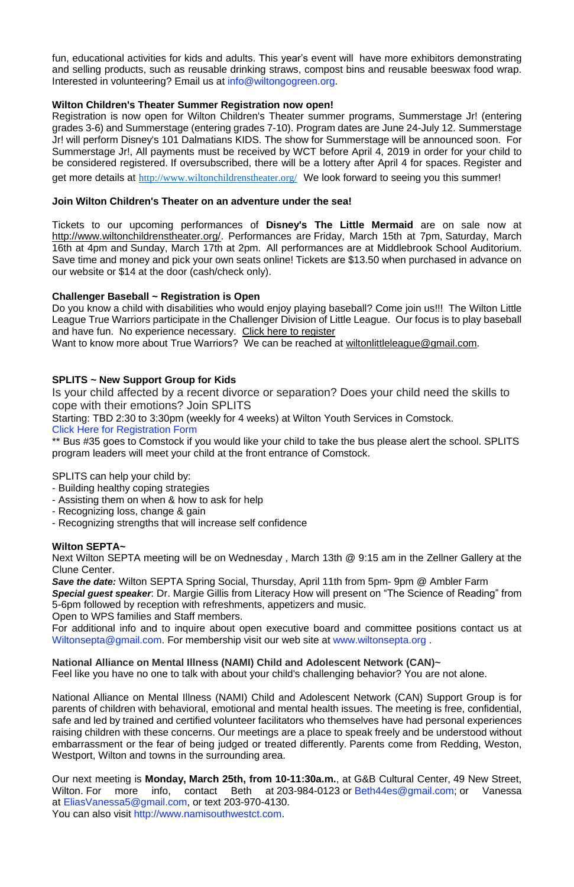fun, educational activities for kids and adults. This year's event will have more exhibitors demonstrating and selling products, such as reusable drinking straws, compost bins and reusable beeswax food wrap. Interested in volunteering? Email us at info@wiltongogreen.org.

**Wilton Children's Theater Summer Registration now open!**

Registration is now open for Wilton Children's Theater summer programs, Summerstage Jr! (entering grades 3-6) and Summerstage (entering grades 7-10). Program dates are June 24-July 12. Summerstage Jr! will perform Disney's 101 Dalmatians KIDS. The show for Summerstage will be announced soon. For Summerstage Jr!, All payments must be received by WCT before April 4, 2019 in order for your child to be considered registered. If oversubscribed, there will be a lottery after April 4 for spaces. Register and get more details at http://www.wiltonchildrenstheater.org/ We look forward to seeing you this summer!

**Join Wilton Children's Theater on an adventure under the sea!**

Tickets to our upcoming performances of **Disney's The Little Mermaid** are on sale now at http://www.wiltonchildrenstheater.org/. Performances are Friday, March 15th at 7pm, Saturday, March 16th at 4pm and Sunday, March 17th at 2pm. All performances are at Middlebrook School Auditorium. Save time and money and pick your own seats online! Tickets are $13.50 when purchased in advance on our website or $14 at the door (cash/check only).

**Challenger Baseball ~ Registration is Open**

Do you know a child with disabilities who would enjoy playing baseball? Come join us!!! The Wilton Little League True Warriors participate in the Challenger Division of Little League. Our focus is to play baseball and have fun. No experience necessary. Click here to register

Want to know more about True Warriors? We can be reached at wiltonlittleleague@gmail.com.

**SPLITS ~ New Support Group for Kids**

Is your child affected by a recent divorce or separation? Does your child need the skills to cope with their emotions? Join SPLITS

Starting: TBD 2:30 to 3:30pm (weekly for 4 weeks) at Wilton Youth Services in Comstock.

Click Here for Registration Form

** Bus #35 goes to Comstock if you would like your child to take the bus please alert the school. SPLITS program leaders will meet your child at the front entrance of Comstock.

SPLITS can help your child by:
- Building healthy coping strategies
- Assisting them on when & how to ask for help
- Recognizing loss, change & gain
- Recognizing strengths that will increase self confidence

**Wilton SEPTA~**

Next Wilton SEPTA meeting will be on Wednesday , March 13th @ 9:15 am in the Zellner Gallery at the Clune Center.

***Save the date:*** Wilton SEPTA Spring Social, Thursday, April 11th from 5pm- 9pm @ Ambler Farm

***Special guest speaker***: Dr. Margie Gillis from Literacy How will present on "The Science of Reading" from 5-6pm followed by reception with refreshments, appetizers and music.

Open to WPS families and Staff members.

For additional info and to inquire about open executive board and committee positions contact us at Wiltonsepta@gmail.com. For membership visit our web site at www.wiltonsepta.org .

**National Alliance on Mental Illness (NAMI) Child and Adolescent Network (CAN)~**

Feel like you have no one to talk with about your child's challenging behavior? You are not alone.

National Alliance on Mental Illness (NAMI) Child and Adolescent Network (CAN) Support Group is for parents of children with behavioral, emotional and mental health issues. The meeting is free, confidential, safe and led by trained and certified volunteer facilitators who themselves have had personal experiences raising children with these concerns. Our meetings are a place to speak freely and be understood without embarrassment or the fear of being judged or treated differently. Parents come from Redding, Weston, Westport, Wilton and towns in the surrounding area.

Our next meeting is **Monday, March 25th, from 10-11:30a.m.**, at G&B Cultural Center, 49 New Street, Wilton. For more info, contact Beth at 203-984-0123 or Beth44es@gmail.com; or Vanessa at EliasVanessa5@gmail.com, or text 203-970-4130.

You can also visit http://www.namisouthwestct.com.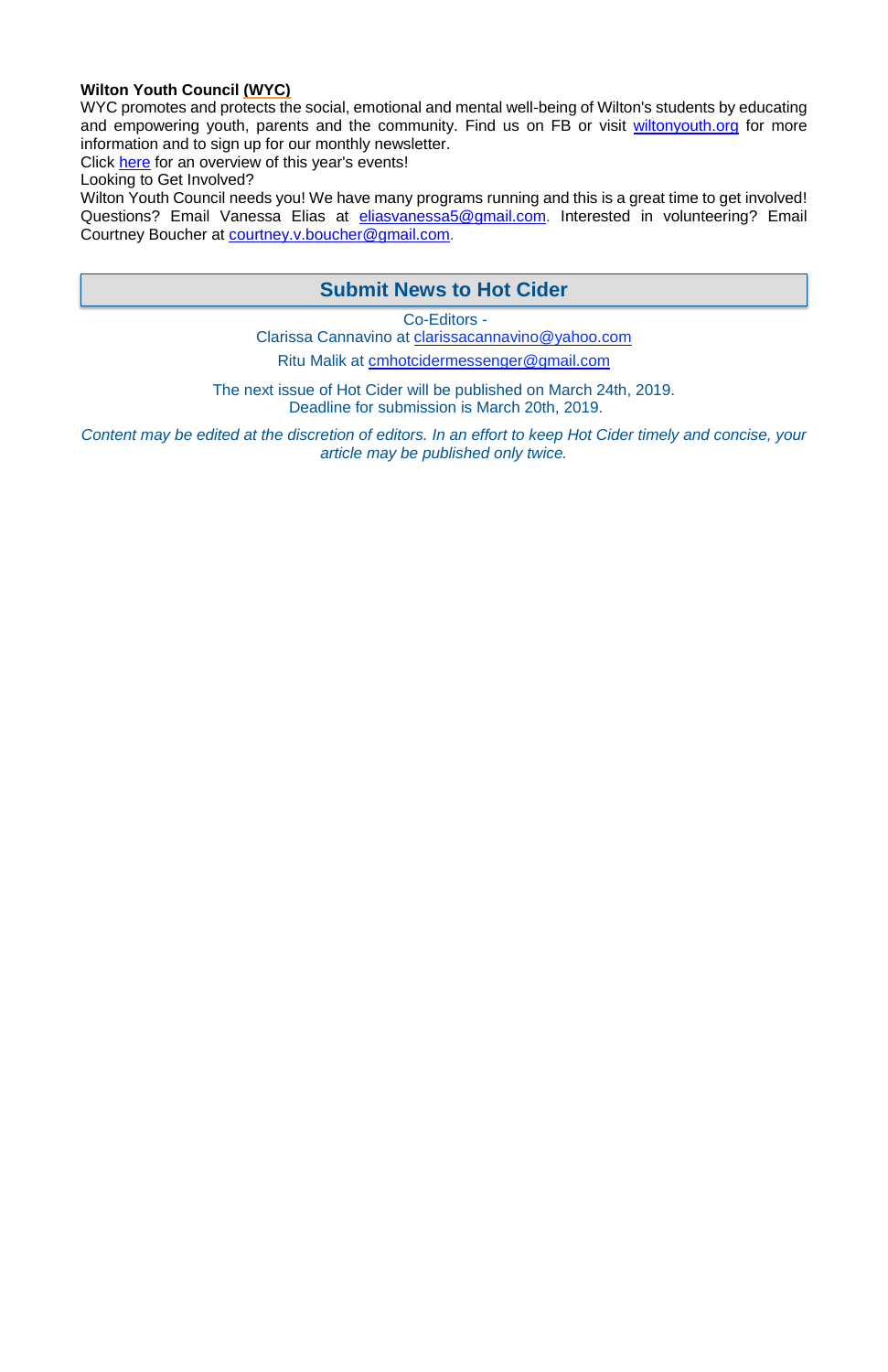**Wilton Youth Council (WYC)**

WYC promotes and protects the social, emotional and mental well-being of Wilton's students by educating and empowering youth, parents and the community. Find us on FB or visit wiltonyouth.org for more information and to sign up for our monthly newsletter.

Click here for an overview of this year's events!

Looking to Get Involved?

Wilton Youth Council needs you! We have many programs running and this is a great time to get involved! Questions? Email Vanessa Elias at eliasvanessa5@gmail.com. Interested in volunteering? Email Courtney Boucher at courtney.v.boucher@gmail.com.

## Submit News to Hot Cider

Co-Editors -

Clarissa Cannavino at clarissacannavino@yahoo.com

Ritu Malik at cmhotcidermessenger@gmail.com

The next issue of Hot Cider will be published on March 24th, 2019.
Deadline for submission is March 20th, 2019.

*Content may be edited at the discretion of editors. In an effort to keep Hot Cider timely and concise, your article may be published only twice.*